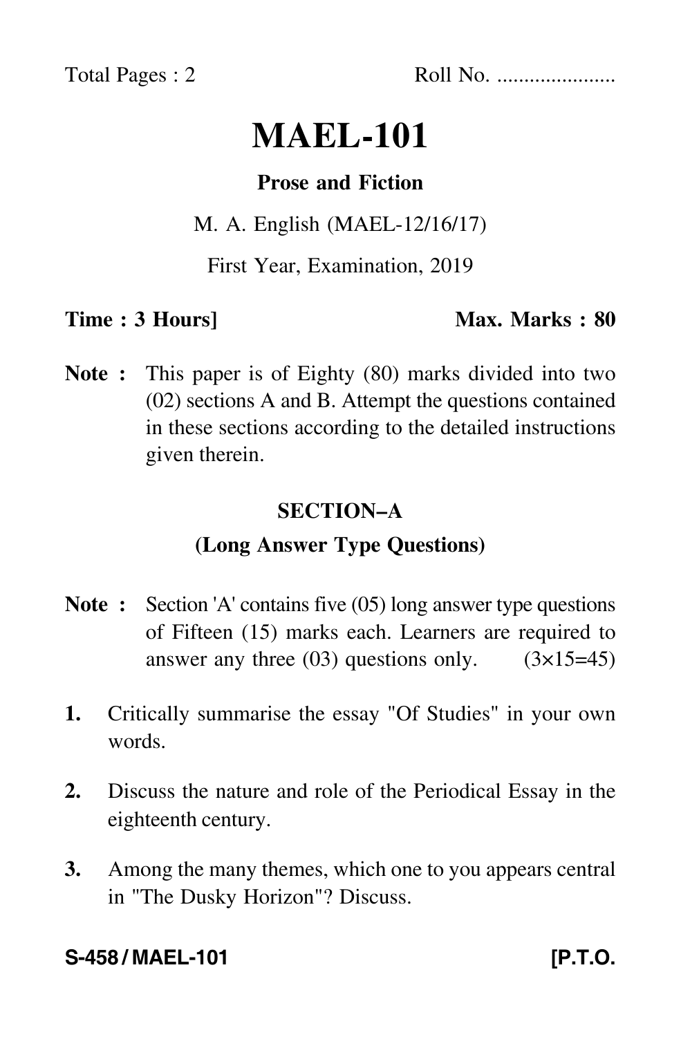Total Pages : 2 Roll No. .....................

# MAEL-101

## Prose and Fiction

M. A. English (MAEL-12/16/17)

First Year, Examination, 2019

**Time : 3 Hours]** **Max. Marks : 80**

**Note :** This paper is of Eighty (80) marks divided into two (02) sections A and B. Attempt the questions contained in these sections according to the detailed instructions given therein.

### SECTION–A

### (Long Answer Type Questions)

**Note :** Section 'A' contains five (05) long answer type questions of Fifteen (15) marks each. Learners are required to answer any three (03) questions only. (3×15=45)

**1.** Critically summarise the essay "Of Studies" in your own words.

**2.** Discuss the nature and role of the Periodical Essay in the eighteenth century.

**3.** Among the many themes, which one to you appears central in "The Dusky Horizon"? Discuss.

**S-458 / MAEL-101** **[P.T.O.**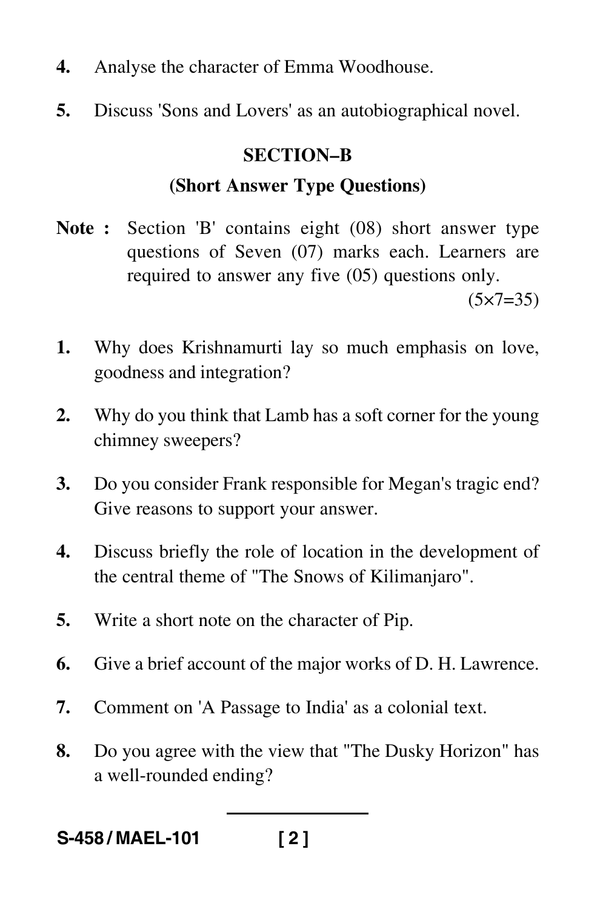4. Analyse the character of Emma Woodhouse.

5. Discuss 'Sons and Lovers' as an autobiographical novel.

## SECTION–B

### (Short Answer Type Questions)

**Note :** Section 'B' contains eight (08) short answer type questions of Seven (07) marks each. Learners are required to answer any five (05) questions only.

(5×7=35)

1. Why does Krishnamurti lay so much emphasis on love, goodness and integration?

2. Why do you think that Lamb has a soft corner for the young chimney sweepers?

3. Do you consider Frank responsible for Megan's tragic end? Give reasons to support your answer.

4. Discuss briefly the role of location in the development of the central theme of "The Snows of Kilimanjaro".

5. Write a short note on the character of Pip.

6. Give a brief account of the major works of D. H. Lawrence.

7. Comment on 'A Passage to India' as a colonial text.

8. Do you agree with the view that "The Dusky Horizon" has a well-rounded ending?

S-458 / MAEL-101